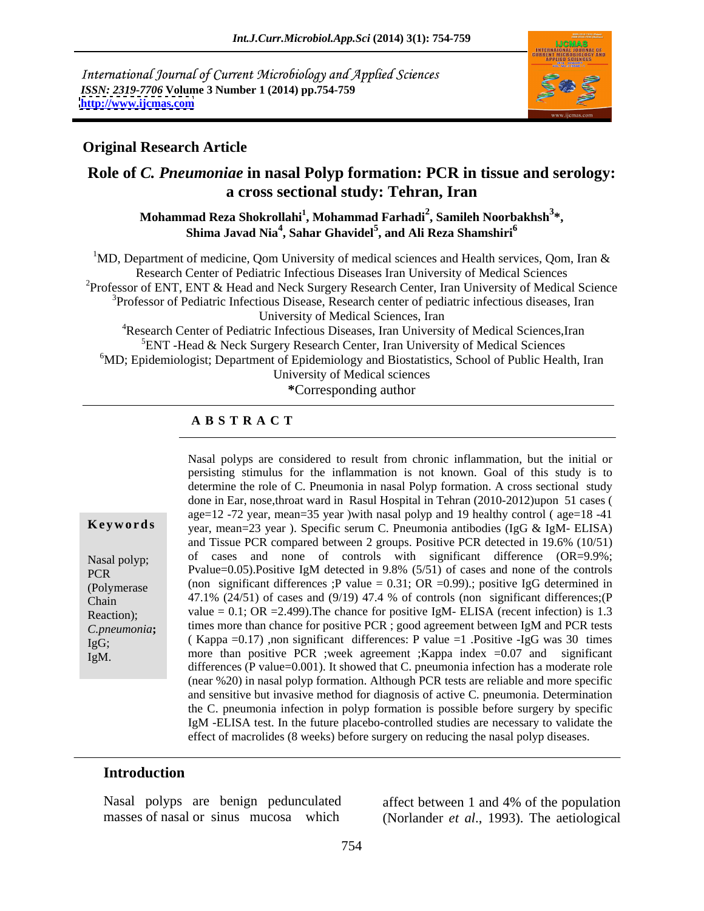International Journal of Current Microbiology and Applied Sciences
*ISSN: 2319-7706* **Volume 3 Number 1 (2014) pp.754-759**
**http://www.ijcmas.com**

**Original Research Article**

# Role of *C. Pneumoniae* in nasal Polyp formation: PCR in tissue and serology: a cross sectional study: Tehran, Iran

**Mohammad Reza Shokrollahi[1], Mohammad Farhadi[2], Samileh Noorbakhsh[3]\*, Shima Javad Nia[4], Sahar Ghavidel[5], and Ali Reza Shamshiri[6]**

[1]MD, Department of medicine, Qom University of medical sciences and Health services, Qom, Iran & Research Center of Pediatric Infectious Diseases Iran University of Medical Sciences
[2]Professor of ENT, ENT & Head and Neck Surgery Research Center, Iran University of Medical Science
[3]Professor of Pediatric Infectious Disease, Research center of pediatric infectious diseases, Iran University of Medical Sciences, Iran
[4]Research Center of Pediatric Infectious Diseases, Iran University of Medical Sciences,Iran
[5]ENT -Head & Neck Surgery Research Center, Iran University of Medical Sciences
[6]MD; Epidemiologist; Department of Epidemiology and Biostatistics, School of Public Health, Iran University of Medical sciences
**\***Corresponding author

## A B S T R A C T

**Keywords**

Nasal polyp; PCR (Polymerase Chain Reaction); *C.pneumonia***;** IgG; IgM.

Nasal polyps are considered to result from chronic inflammation, but the initial or persisting stimulus for the inflammation is not known. Goal of this study is to determine the role of C. Pneumonia in nasal Polyp formation. A cross sectional study done in Ear, nose,throat ward in Rasul Hospital in Tehran (2010-2012)upon 51 cases ( age=12 -72 year, mean=35 year )with nasal polyp and 19 healthy control ( age=18 -41 year, mean=23 year ). Specific serum C. Pneumonia antibodies (IgG & IgM- ELISA) and Tissue PCR compared between 2 groups. Positive PCR detected in 19.6% (10/51) of cases and none of controls with significant difference (OR=9.9%; Pvalue=0.05).Positive IgM detected in 9.8% (5/51) of cases and none of the controls (non significant differences ;P value = 0.31; OR =0.99).; positive IgG determined in 47.1% (24/51) of cases and (9/19) 47.4 % of controls (non significant differences;(P value = 0.1; OR =2.499).The chance for positive IgM- ELISA (recent infection) is 1.3 times more than chance for positive PCR ; good agreement between IgM and PCR tests ( Kappa =0.17) ,non significant differences: P value =1 .Positive -IgG was 30 times more than positive PCR ;week agreement ;Kappa index =0.07 and significant differences (P value=0.001). It showed that C. pneumonia infection has a moderate role (near %20) in nasal polyp formation. Although PCR tests are reliable and more specific and sensitive but invasive method for diagnosis of active C. pneumonia. Determination the C. pneumonia infection in polyp formation is possible before surgery by specific IgM -ELISA test. In the future placebo-controlled studies are necessary to validate the effect of macrolides (8 weeks) before surgery on reducing the nasal polyp diseases.

## Introduction

Nasal polyps are benign pedunculated masses of nasal or sinus mucosa which affect between 1 and 4% of the population (Norlander *et al*., 1993). The aetiological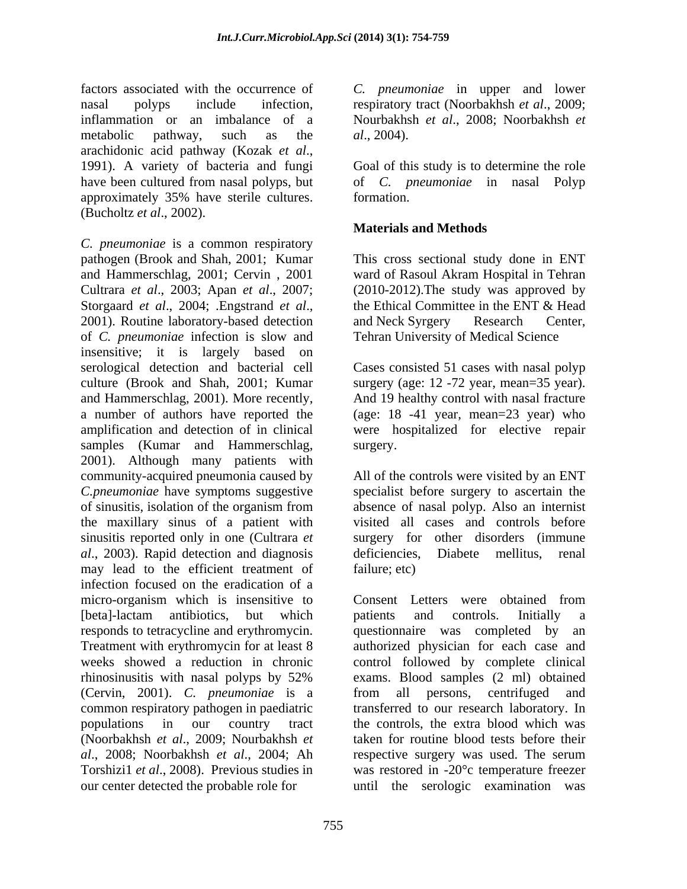factors associated with the occurrence of nasal polyps include infection, inflammation or an imbalance of a metabolic pathway, such as the arachidonic acid pathway (Kozak *et al*., 1991). A variety of bacteria and fungi have been cultured from nasal polyps, but approximately 35% have sterile cultures. (Bucholtz *et al*., 2002).

*C. pneumoniae* is a common respiratory pathogen (Brook and Shah, 2001; Kumar and Hammerschlag, 2001; Cervin , 2001 Cultrara *et al*., 2003; Apan *et al*., 2007; Storgaard *et al*., 2004; .Engstrand *et al*., 2001). Routine laboratory-based detection of *C. pneumoniae* infection is slow and insensitive; it is largely based on serological detection and bacterial cell culture (Brook and Shah, 2001; Kumar and Hammerschlag, 2001). More recently, a number of authors have reported the amplification and detection of in clinical samples (Kumar and Hammerschlag, 2001). Although many patients with community-acquired pneumonia caused by *C.pneumoniae* have symptoms suggestive of sinusitis, isolation of the organism from the maxillary sinus of a patient with sinusitis reported only in one (Cultrara *et al*., 2003). Rapid detection and diagnosis may lead to the efficient treatment of infection focused on the eradication of a micro-organism which is insensitive to [beta]-lactam antibiotics, but which responds to tetracycline and erythromycin. Treatment with erythromycin for at least 8 weeks showed a reduction in chronic rhinosinusitis with nasal polyps by 52% (Cervin, 2001). *C. pneumoniae* is a common respiratory pathogen in paediatric populations in our country tract (Noorbakhsh *et al*., 2009; Nourbakhsh *et al*., 2008; Noorbakhsh *et al*., 2004; Ah Torshizi1 *et al*., 2008). Previous studies in our center detected the probable role for *C. pneumoniae* in upper and lower respiratory tract (Noorbakhsh *et al*., 2009; Nourbakhsh *et al*., 2008; Noorbakhsh *et al*., 2004).

Goal of this study is to determine the role of *C. pneumoniae* in nasal Polyp formation.

## Materials and Methods

This cross sectional study done in ENT ward of Rasoul Akram Hospital in Tehran (2010-2012).The study was approved by the Ethical Committee in the ENT & Head and Neck Syrgery Research Center, Tehran University of Medical Science

Cases consisted 51 cases with nasal polyp surgery (age: 12 -72 year, mean=35 year). And 19 healthy control with nasal fracture (age: 18 -41 year, mean=23 year) who were hospitalized for elective repair surgery.

All of the controls were visited by an ENT specialist before surgery to ascertain the absence of nasal polyp. Also an internist visited all cases and controls before surgery for other disorders (immune deficiencies, Diabete mellitus, renal failure; etc)

Consent Letters were obtained from patients and controls. Initially a questionnaire was completed by an authorized physician for each case and control followed by complete clinical exams. Blood samples (2 ml) obtained from all persons, centrifuged and transferred to our research laboratory. In the controls, the extra blood which was taken for routine blood tests before their respective surgery was used. The serum was restored in -20°c temperature freezer until the serologic examination was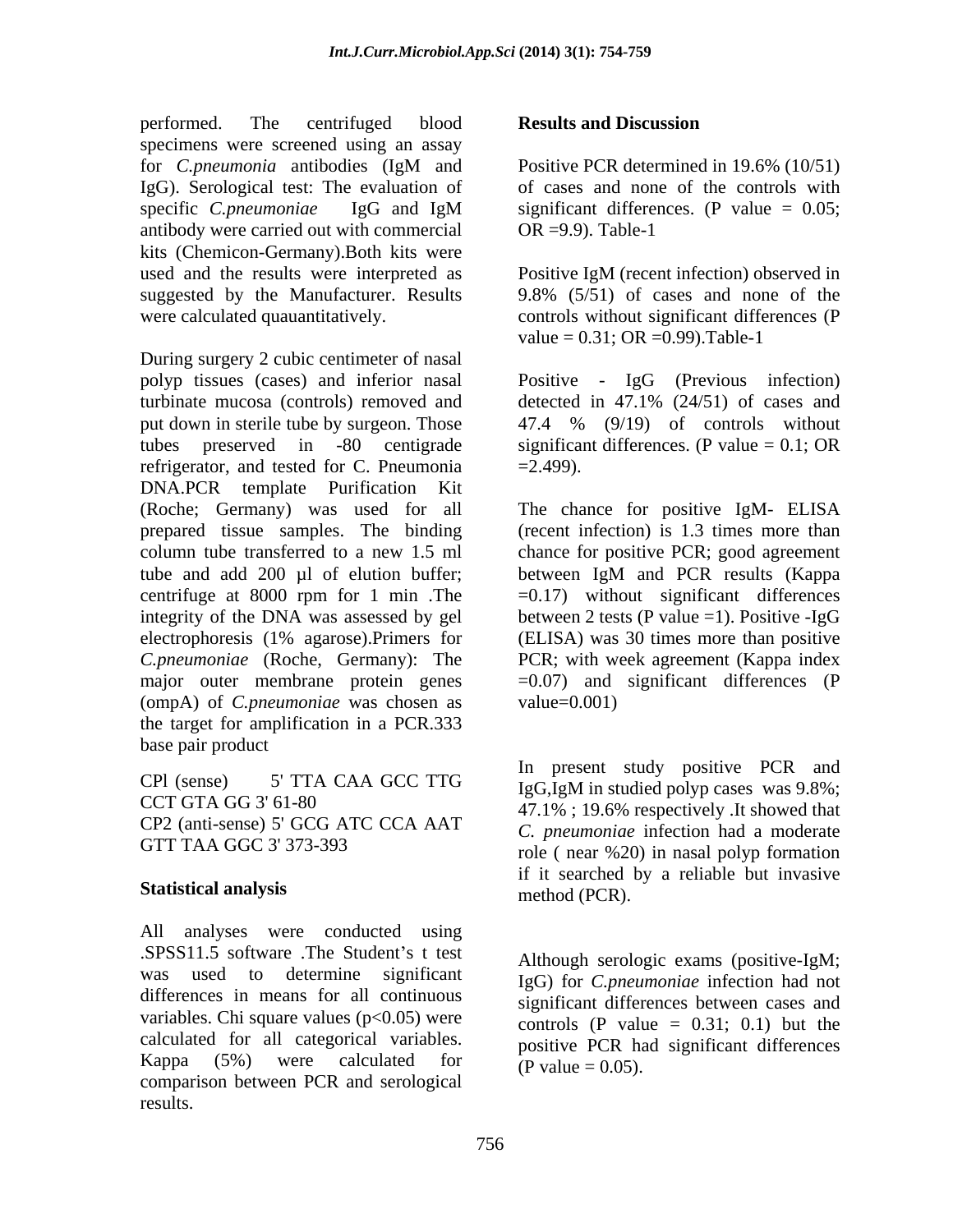performed. The centrifuged blood specimens were screened using an assay for *C.pneumonia* antibodies (IgM and IgG). Serological test: The evaluation of specific *C.pneumoniae* IgG and IgM antibody were carried out with commercial kits (Chemicon-Germany).Both kits were used and the results were interpreted as suggested by the Manufacturer. Results were calculated quauantitatively.

During surgery 2 cubic centimeter of nasal polyp tissues (cases) and inferior nasal turbinate mucosa (controls) removed and put down in sterile tube by surgeon. Those tubes preserved in -80 centigrade refrigerator, and tested for C. Pneumonia DNA.PCR template Purification Kit (Roche; Germany) was used for all prepared tissue samples. The binding column tube transferred to a new 1.5 ml tube and add 200 µl of elution buffer; centrifuge at 8000 rpm for 1 min .The integrity of the DNA was assessed by gel electrophoresis (1% agarose).Primers for *C.pneumoniae* (Roche, Germany): The major outer membrane protein genes (ompA) of *C.pneumoniae* was chosen as the target for amplification in a PCR.333 base pair product

CPl (sense) 5' TTA CAA GCC TTG CCT GTA GG 3' 61-80
CP2 (anti-sense) 5' GCG ATC CCA AAT GTT TAA GGC 3' 373-393

## Statistical analysis

All analyses were conducted using .SPSS11.5 software .The Student's t test was used to determine significant differences in means for all continuous variables. Chi square values ($p<0.05$) were calculated for all categorical variables. Kappa (5%) were calculated for comparison between PCR and serological results.

## Results and Discussion

Positive PCR determined in 19.6% (10/51) of cases and none of the controls with significant differences. (P value = 0.05; OR =9.9). Table-1

Positive IgM (recent infection) observed in 9.8% (5/51) of cases and none of the controls without significant differences (P value = 0.31; OR =0.99).Table-1

Positive - IgG (Previous infection) detected in 47.1% (24/51) of cases and 47.4 % (9/19) of controls without significant differences. (P value = 0.1; OR =2.499).

The chance for positive IgM- ELISA (recent infection) is 1.3 times more than chance for positive PCR; good agreement between IgM and PCR results (Kappa =0.17) without significant differences between 2 tests (P value =1). Positive -IgG (ELISA) was 30 times more than positive PCR; with week agreement (Kappa index =0.07) and significant differences (P value=0.001)

In present study positive PCR and IgG,IgM in studied polyp cases was 9.8%; 47.1% ; 19.6% respectively .It showed that *C. pneumoniae* infection had a moderate role ( near %20) in nasal polyp formation if it searched by a reliable but invasive method (PCR).

Although serologic exams (positive-IgM; IgG) for *C.pneumoniae* infection had not significant differences between cases and controls (P value = 0.31; 0.1) but the positive PCR had significant differences (P value = 0.05).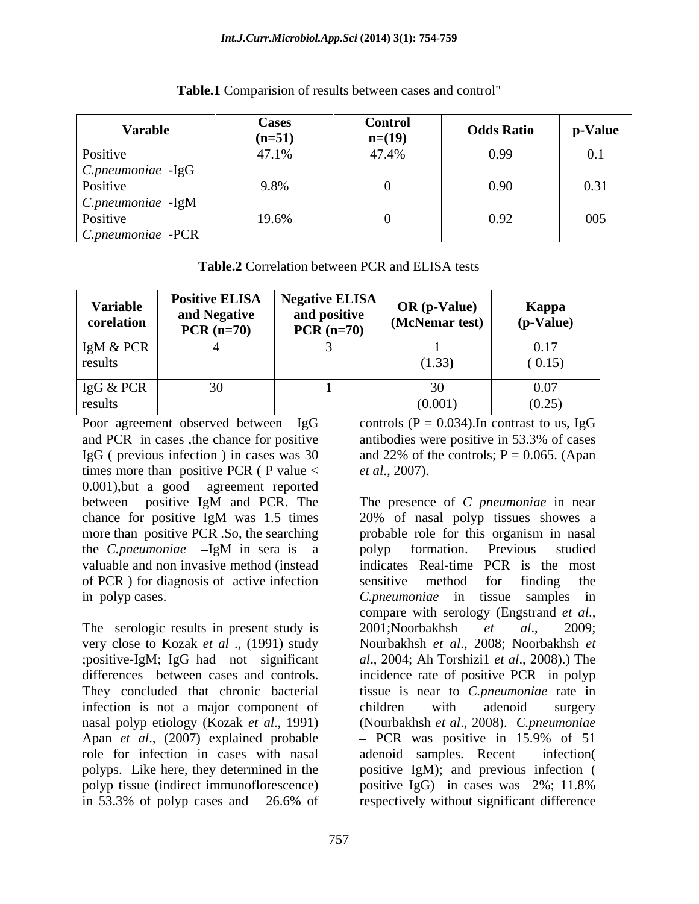**Table.1** Comparision of results between cases and control"

| Varable | Cases (n=51) | Control n=(19) | Odds Ratio | p-Value |
|---|---|---|---|---|
| Positive *C.pneumoniae* -IgG | 47.1% | 47.4% | 0.99 | 0.1 |
| Positive *C.pneumoniae* -IgM | 9.8% | 0 | 0.90 | 0.31 |
| Positive *C.pneumoniae* -PCR | 19.6% | 0 | 0.92 | 005 |

**Table.2** Correlation between PCR and ELISA tests

| Variable corelation | Positive ELISA and Negative PCR (n=70) | Negative ELISA and positive PCR (n=70) | OR (p-Value) (McNemar test) | Kappa (p-Value) |
|---|---|---|---|---|
| IgM & PCR results | 4 | 3 | 1 (1.33) | 0.17 ( 0.15) |
| IgG & PCR results | 30 | 1 | 30 (0.001) | 0.07 (0.25) |

Poor agreement observed between IgG and PCR in cases ,the chance for positive IgG ( previous infection ) in cases was 30 times more than positive PCR ( P value < 0.001),but a good agreement reported between positive IgM and PCR. The chance for positive IgM was 1.5 times more than positive PCR .So, the searching the *C.pneumoniae* –IgM in sera is a valuable and non invasive method (instead of PCR ) for diagnosis of active infection in polyp cases.

The serologic results in present study is very close to Kozak *et al* ., (1991) study ;positive-IgM; IgG had not significant differences between cases and controls. They concluded that chronic bacterial infection is not a major component of nasal polyp etiology (Kozak *et al*., 1991) Apan *et al*., (2007) explained probable role for infection in cases with nasal polyps. Like here, they determined in the polyp tissue (indirect immunoflorescence) in 53.3% of polyp cases and 26.6% of controls (P = 0.034).In contrast to us, IgG antibodies were positive in 53.3% of cases and 22% of the controls; P = 0.065. (Apan *et al*., 2007).

The presence of *C pneumoniae* in near 20% of nasal polyp tissues showes a probable role for this organism in nasal polyp formation. Previous studied indicates Real-time PCR is the most sensitive method for finding the *C.pneumoniae* in tissue samples in compare with serology (Engstrand *et al*., 2001;Noorbakhsh *et al*., 2009; Nourbakhsh *et al*., 2008; Noorbakhsh *et al*., 2004; Ah Torshizi1 *et al*., 2008).) The incidence rate of positive PCR in polyp tissue is near to *C.pneumoniae* rate in children with adenoid surgery (Nourbakhsh *et al*., 2008). *C.pneumoniae* – PCR was positive in 15.9% of 51 adenoid samples. Recent infection( positive IgM); and previous infection ( positive IgG) in cases was 2%; 11.8% respectively without significant difference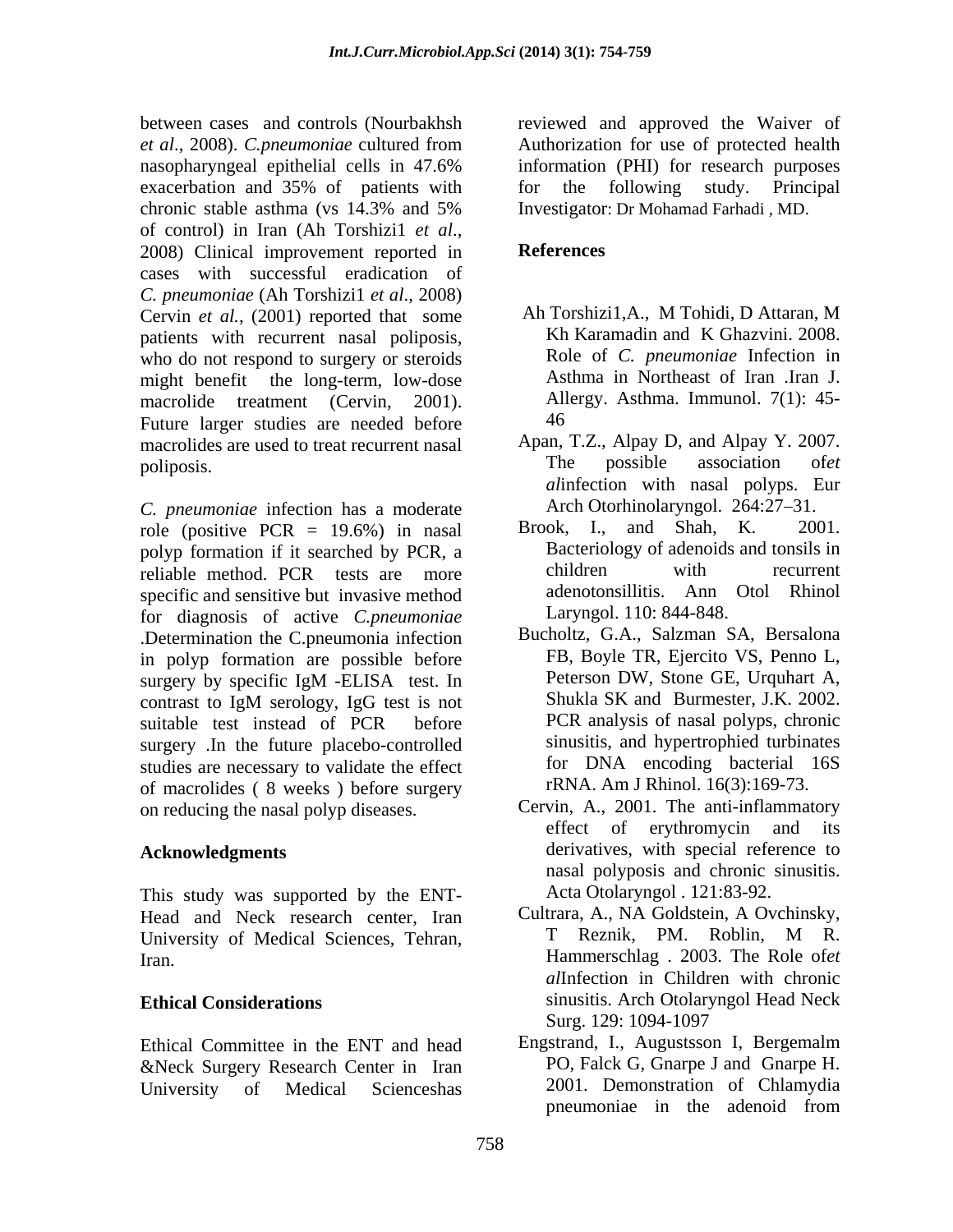between cases and controls (Nourbakhsh *et al*., 2008). *C.pneumoniae* cultured from nasopharyngeal epithelial cells in 47.6% exacerbation and 35% of patients with chronic stable asthma (vs 14.3% and 5% of control) in Iran (Ah Torshizi1 *et al*., 2008) Clinical improvement reported in cases with successful eradication of *C. pneumoniae* (Ah Torshizi1 *et al*., 2008) Cervin *et al.,* (2001) reported that some patients with recurrent nasal poliposis, who do not respond to surgery or steroids might benefit the long-term, low-dose macrolide treatment (Cervin, 2001). Future larger studies are needed before macrolides are used to treat recurrent nasal poliposis.

*C. pneumoniae* infection has a moderate role (positive PCR = 19.6%) in nasal polyp formation if it searched by PCR, a reliable method. PCR tests are more specific and sensitive but invasive method for diagnosis of active *C.pneumoniae* .Determination the C.pneumonia infection in polyp formation are possible before surgery by specific IgM -ELISA test. In contrast to IgM serology, IgG test is not suitable test instead of PCR before surgery .In the future placebo-controlled studies are necessary to validate the effect of macrolides ( 8 weeks ) before surgery on reducing the nasal polyp diseases.

## Acknowledgments

This study was supported by the ENT-Head and Neck research center, Iran University of Medical Sciences, Tehran, Iran.

## Ethical Considerations

Ethical Committee in the ENT and head &Neck Surgery Research Center in Iran University of Medical Scienceshas reviewed and approved the Waiver of Authorization for use of protected health information (PHI) for research purposes for the following study. Principal Investigator: Dr Mohamad Farhadi , MD.

## References

Ah Torshizi1,A., M Tohidi, D Attaran, M Kh Karamadin and K Ghazvini. 2008. Role of *C. pneumoniae* Infection in Asthma in Northeast of Iran .Iran J. Allergy. Asthma. Immunol. 7(1): 45-46

Apan, T.Z., Alpay D, and Alpay Y. 2007. The possible association of*et al*infection with nasal polyps. Eur Arch Otorhinolaryngol. 264:27–31.

Brook, I., and Shah, K. 2001. Bacteriology of adenoids and tonsils in children with recurrent adenotonsillitis. Ann Otol Rhinol Laryngol. 110: 844-848.

Bucholtz, G.A., Salzman SA, Bersalona FB, Boyle TR, Ejercito VS, Penno L, Peterson DW, Stone GE, Urquhart A, Shukla SK and Burmester, J.K. 2002. PCR analysis of nasal polyps, chronic sinusitis, and hypertrophied turbinates for DNA encoding bacterial 16S rRNA. Am J Rhinol. 16(3):169-73.

Cervin, A., 2001. The anti-inflammatory effect of erythromycin and its derivatives, with special reference to nasal polyposis and chronic sinusitis. Acta Otolaryngol . 121:83-92.

Cultrara, A., NA Goldstein, A Ovchinsky, T Reznik, PM. Roblin, M R. Hammerschlag . 2003. The Role of*et al*Infection in Children with chronic sinusitis. Arch Otolaryngol Head Neck Surg. 129: 1094-1097

Engstrand, I., Augustsson I, Bergemalm PO, Falck G, Gnarpe J and Gnarpe H. 2001. Demonstration of Chlamydia pneumoniae in the adenoid from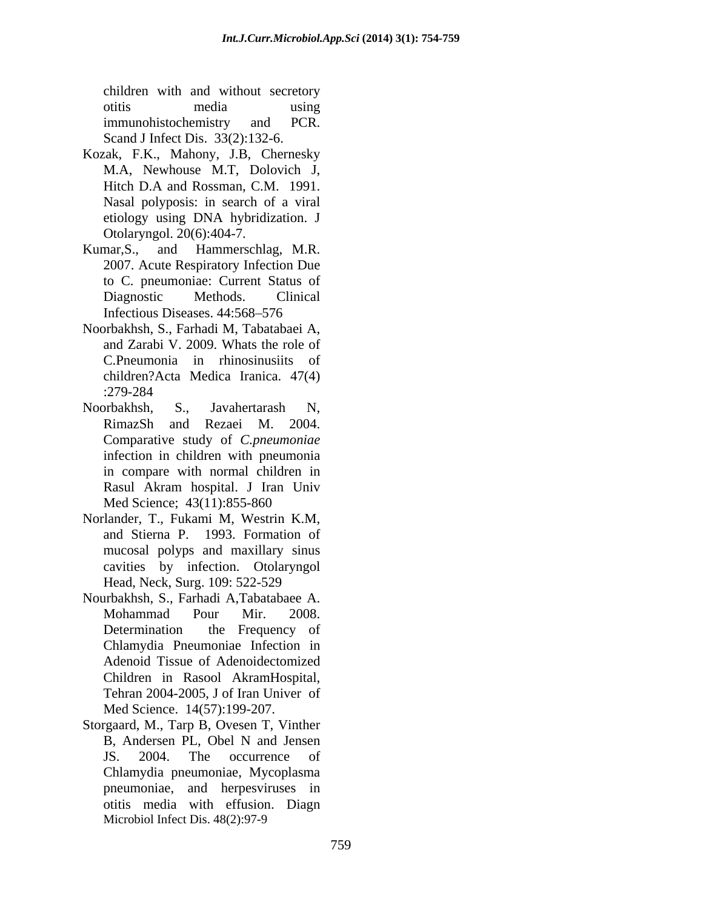children with and without secretory otitis media using immunohistochemistry and PCR. Scand J Infect Dis. 33(2):132-6.

Kozak, F.K., Mahony, J.B, Chernesky M.A, Newhouse M.T, Dolovich J, Hitch D.A and Rossman, C.M. 1991. Nasal polyposis: in search of a viral etiology using DNA hybridization. J Otolaryngol. 20(6):404-7.

Kumar,S., and Hammerschlag, M.R. 2007. Acute Respiratory Infection Due to C. pneumoniae: Current Status of Diagnostic Methods. Clinical Infectious Diseases. 44:568–576

Noorbakhsh, S., Farhadi M, Tabatabaei A, and Zarabi V. 2009. Whats the role of C.Pneumonia in rhinosinusiits of children?Acta Medica Iranica. 47(4) :279-284

Noorbakhsh, S., Javahertarash N, RimazSh and Rezaei M. 2004. Comparative study of *C.pneumoniae* infection in children with pneumonia in compare with normal children in Rasul Akram hospital. J Iran Univ Med Science; 43(11):855-860

Norlander, T., Fukami M, Westrin K.M, and Stierna P. 1993. Formation of mucosal polyps and maxillary sinus cavities by infection. Otolaryngol Head, Neck, Surg. 109: 522-529

Nourbakhsh, S., Farhadi A,Tabatabaee A. Mohammad Pour Mir. 2008. Determination the Frequency of Chlamydia Pneumoniae Infection in Adenoid Tissue of Adenoidectomized Children in Rasool AkramHospital, Tehran 2004-2005, J of Iran Univer of Med Science. 14(57):199-207.

Storgaard, M., Tarp B, Ovesen T, Vinther B, Andersen PL, Obel N and Jensen JS. 2004. The occurrence of Chlamydia pneumoniae, Mycoplasma pneumoniae, and herpesviruses in otitis media with effusion. Diagn Microbiol Infect Dis. 48(2):97-9